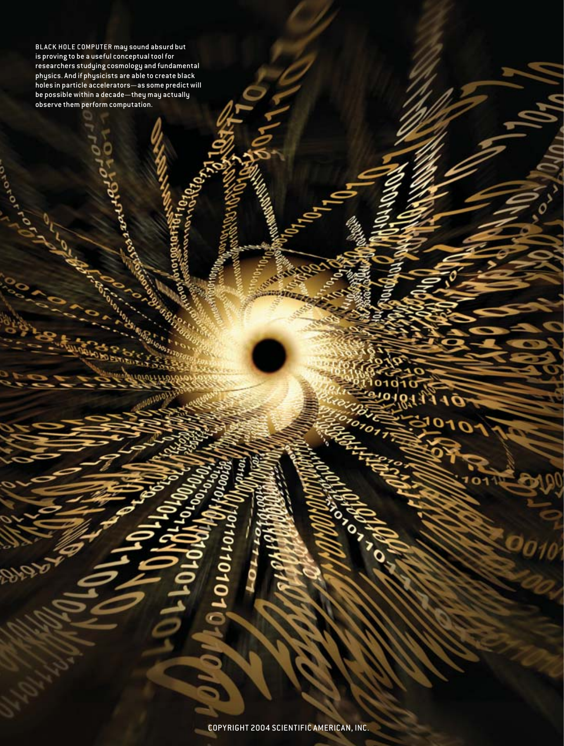BLACK HOLE COMPUTER may sound absurd but is proving to be a useful conceptual tool for researchers studying cosmology and fundamental physics. And if physicists are able to create black holes in particle accelerators—as some predict will be possible within a decade—they may actually observe them perform computation.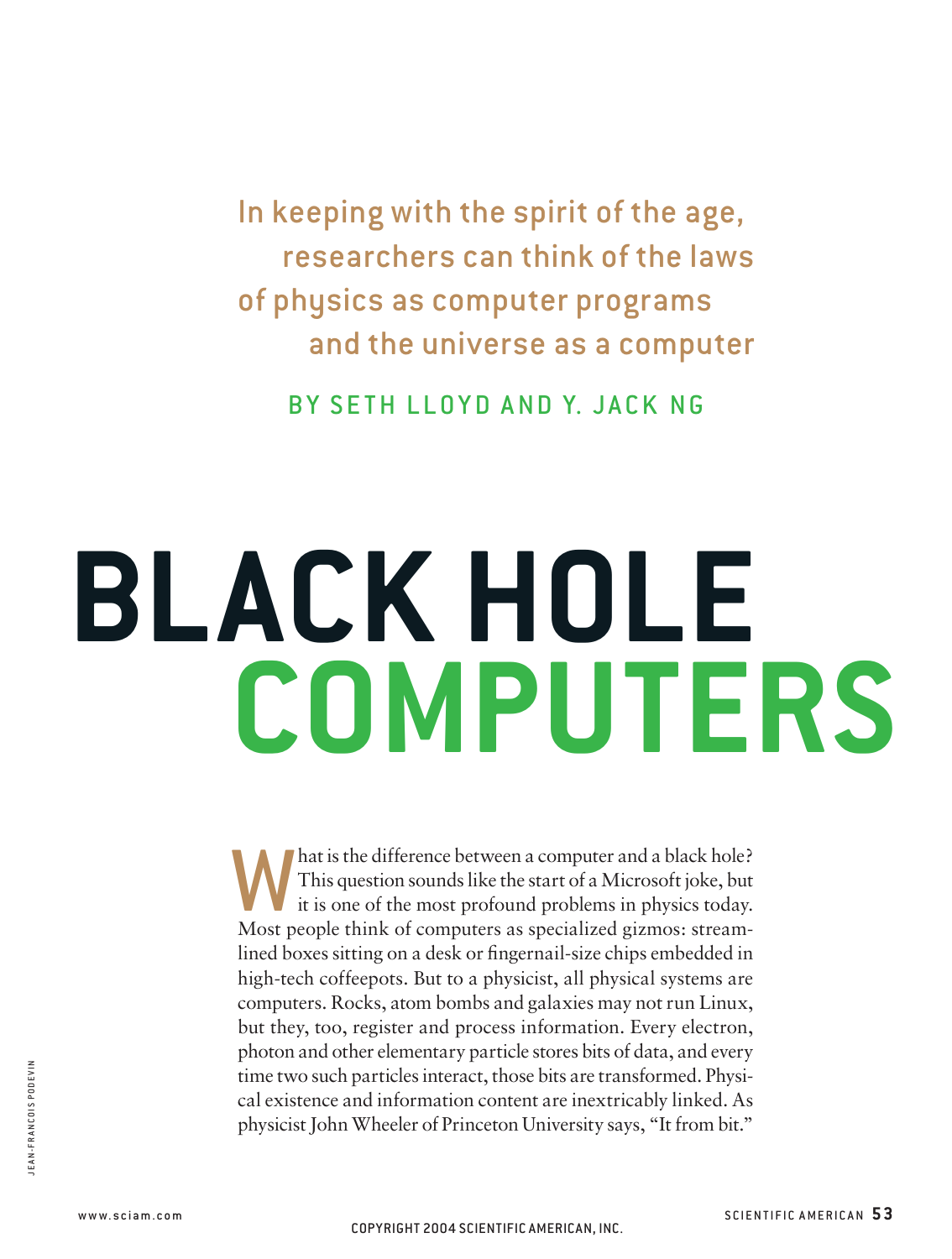In keeping with the spirit of the age, researchers can think of the laws of physics as computer programs and the universe as a computer

BY SETH LLOYD AND Y. JACK NG

# BLACK HOLE COMPUTERS

What is the difference between a computer and a black hole? This question sounds like the start of a Microsoft joke, but it is one of the most profound problems in physics today. Most people think of computers as specialized gizmos: streamlined boxes sitting on a desk or fingernail-size chips embedded in high-tech coffeepots. But to a physicist, all physical systems are computers. Rocks, atom bombs and galaxies may not run Linux, but they, too, register and process information. Every electron, photon and other elementary particle stores bits of data, and every time two such particles interact, those bits are transformed. Physical existence and information content are inextricably linked. As physicist John Wheeler of Princeton University says, "It from bit."

JEAN-FRANCOIS PODEVIN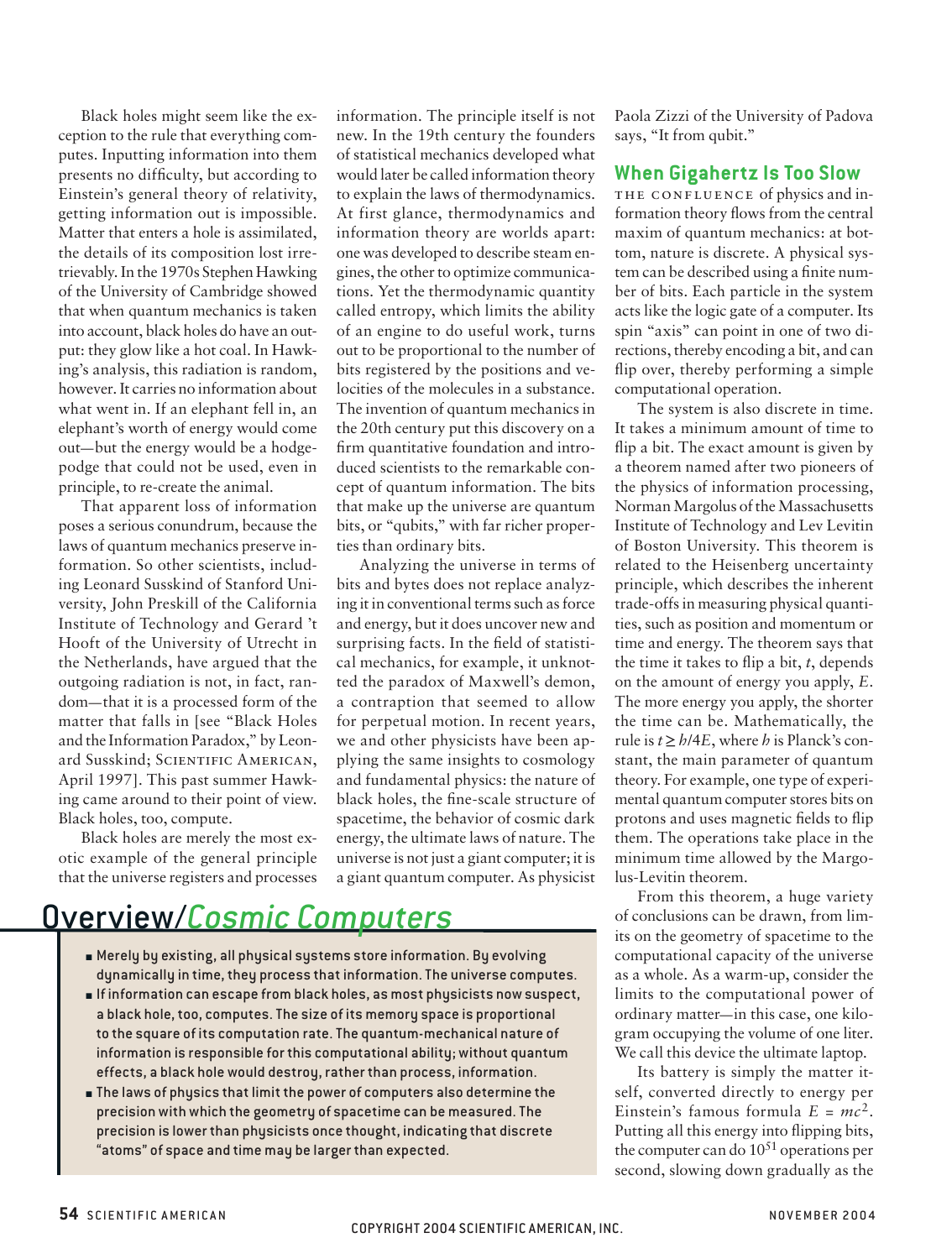Black holes might seem like the exception to the rule that everything computes. Inputting information into them presents no difficulty, but according to Einstein's general theory of relativity, getting information out is impossible. Matter that enters a hole is assimilated, the details of its composition lost irretrievably. In the 1970s Stephen Hawking of the University of Cambridge showed that when quantum mechanics is taken into account, black holes do have an output: they glow like a hot coal. In Hawking's analysis, this radiation is random, however. It carries no information about what went in. If an elephant fell in, an elephant's worth of energy would come out—but the energy would be a hodgepodge that could not be used, even in principle, to re-create the animal.

That apparent loss of information poses a serious conundrum, because the laws of quantum mechanics preserve information. So other scientists, including Leonard Susskind of Stanford University, John Preskill of the California Institute of Technology and Gerard 't Hooft of the University of Utrecht in the Netherlands, have argued that the outgoing radiation is not, in fact, random—that it is a processed form of the matter that falls in [see "Black Holes and the Information Paradox," by Leonard Susskind; SCIENTIFIC AMERICAN, April 1997]. This past summer Hawking came around to their point of view. Black holes, too, compute.

Black holes are merely the most exotic example of the general principle that the universe registers and processes information. The principle itself is not new. In the 19th century the founders of statistical mechanics developed what would later be called information theory to explain the laws of thermodynamics. At first glance, thermodynamics and information theory are worlds apart: one was developed to describe steam engines, the other to optimize communications. Yet the thermodynamic quantity called entropy, which limits the ability of an engine to do useful work, turns out to be proportional to the number of bits registered by the positions and velocities of the molecules in a substance. The invention of quantum mechanics in the 20th century put this discovery on a firm quantitative foundation and introduced scientists to the remarkable concept of quantum information. The bits that make up the universe are quantum bits, or "qubits," with far richer properties than ordinary bits.

Analyzing the universe in terms of bits and bytes does not replace analyzing it in conventional terms such as force and energy, but it does uncover new and surprising facts. In the field of statistical mechanics, for example, it unknotted the paradox of Maxwell's demon, a contraption that seemed to allow for perpetual motion. In recent years, we and other physicists have been applying the same insights to cosmology and fundamental physics: the nature of black holes, the fine-scale structure of spacetime, the behavior of cosmic dark energy, the ultimate laws of nature. The universe is not just a giant computer; it is a giant quantum computer. As physicist Paola Zizzi of the University of Padova says, "It from qubit."

## Overview/*Cosmic Computers*

- Merely by existing, all physical systems store information. By evolving dynamically in time, they process that information. The universe computes.
- If information can escape from black holes, as most physicists now suspect, a black hole, too, computes. The size of its memory space is proportional to the square of its computation rate. The quantum-mechanical nature of information is responsible for this computational ability; without quantum effects, a black hole would destroy, rather than process, information.
- The laws of physics that limit the power of computers also determine the precision with which the geometry of spacetime can be measured. The precision is lower than physicists once thought, indicating that discrete "atoms" of space and time may be larger than expected.

## When Gigahertz Is Too Slow

THE CONFLUENCE of physics and information theory flows from the central maxim of quantum mechanics: at bottom, nature is discrete. A physical system can be described using a finite number of bits. Each particle in the system acts like the logic gate of a computer. Its spin "axis" can point in one of two directions, thereby encoding a bit, and can flip over, thereby performing a simple computational operation.

The system is also discrete in time. It takes a minimum amount of time to flip a bit. The exact amount is given by a theorem named after two pioneers of the physics of information processing, Norman Margolus of the Massachusetts Institute of Technology and Lev Levitin of Boston University. This theorem is related to the Heisenberg uncertainty principle, which describes the inherent trade-offs in measuring physical quantities, such as position and momentum or time and energy. The theorem says that the time it takes to flip a bit, $t$, depends on the amount of energy you apply, $E$. The more energy you apply, the shorter the time can be. Mathematically, the rule is $t \geq h/4E$, where $h$ is Planck's constant, the main parameter of quantum theory. For example, one type of experimental quantum computer stores bits on protons and uses magnetic fields to flip them. The operations take place in the minimum time allowed by the Margolus-Levitin theorem.

From this theorem, a huge variety of conclusions can be drawn, from limits on the geometry of spacetime to the computational capacity of the universe as a whole. As a warm-up, consider the limits to the computational power of ordinary matter—in this case, one kilogram occupying the volume of one liter. We call this device the ultimate laptop.

Its battery is simply the matter itself, converted directly to energy per Einstein's famous formula $E = mc^2$. Putting all this energy into flipping bits, the computer can do $10^{51}$ operations per second, slowing down gradually as the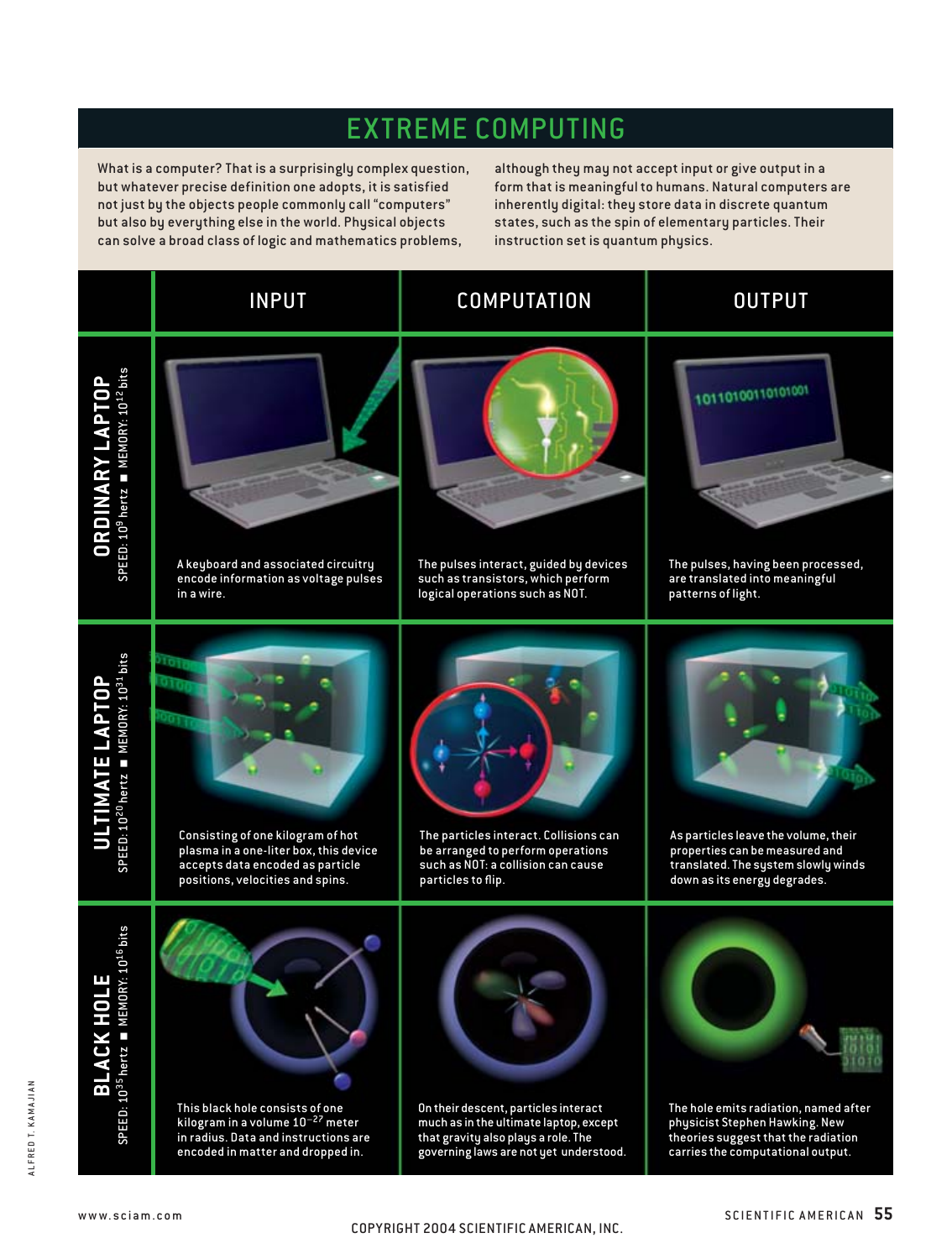# EXTREME COMPUTING

What is a computer? That is a surprisingly complex question, but whatever precise definition one adopts, it is satisfied not just by the objects people commonly call "computers" but also by everything else in the world. Physical objects can solve a broad class of logic and mathematics problems, although they may not accept input or give output in a form that is meaningful to humans. Natural computers are inherently digital: they store data in discrete quantum states, such as the spin of elementary particles. Their instruction set is quantum physics.

| | INPUT | COMPUTATION | OUTPUT |
|---|---|---|---|
| **ORDINARY LAPTOP** SPEED: $10^9$ hertz ■ MEMORY: $10^{12}$ bits | A keyboard and associated circuitry encode information as voltage pulses in a wire. | The pulses interact, guided by devices such as transistors, which perform logical operations such as NOT. | The pulses, having been processed, are translated into meaningful patterns of light. |
| **ULTIMATE LAPTOP** SPEED: $10^{20}$ hertz ■ MEMORY: $10^{31}$ bits | Consisting of one kilogram of hot plasma in a one-liter box, this device accepts data encoded as particle positions, velocities and spins. | The particles interact. Collisions can be arranged to perform operations such as NOT: a collision can cause particles to flip. | As particles leave the volume, their properties can be measured and translated. The system slowly winds down as its energy degrades. |
| **BLACK HOLE** SPEED: $10^{35}$ hertz ■ MEMORY: $10^{16}$ bits | This black hole consists of one kilogram in a volume $10^{-27}$ meter in radius. Data and instructions are encoded in matter and dropped in. | On their descent, particles interact much as in the ultimate laptop, except that gravity also plays a role. The governing laws are not yet understood. | The hole emits radiation, named after physicist Stephen Hawking. New theories suggest that the radiation carries the computational output. |

ALFRED T. KAMAJIAN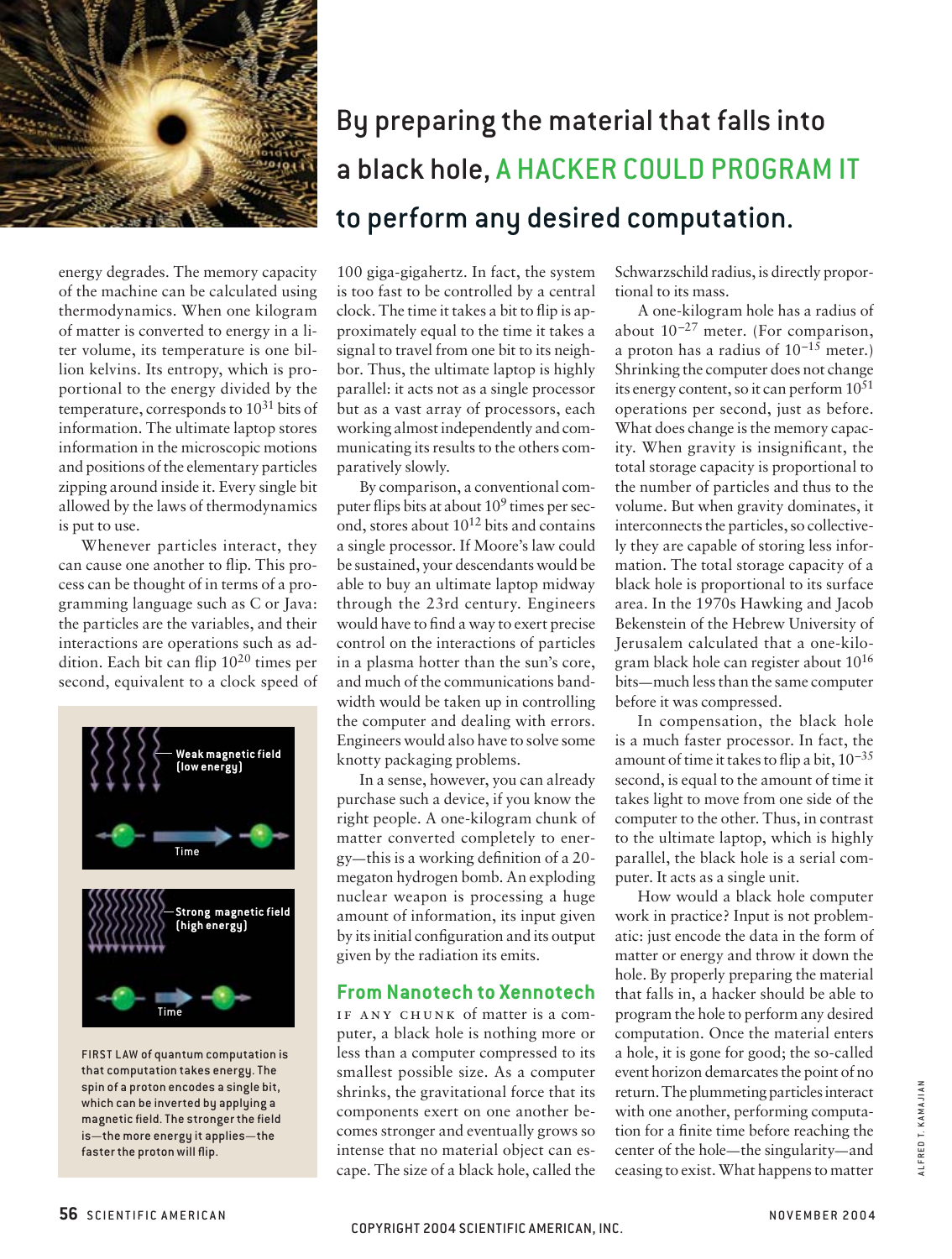By preparing the material that falls into a black hole, **A HACKER COULD PROGRAM IT** to perform any desired computation.

energy degrades. The memory capacity of the machine can be calculated using thermodynamics. When one kilogram of matter is converted to energy in a liter volume, its temperature is one billion kelvins. Its entropy, which is proportional to the energy divided by the temperature, corresponds to $10^{31}$ bits of information. The ultimate laptop stores information in the microscopic motions and positions of the elementary particles zipping around inside it. Every single bit allowed by the laws of thermodynamics is put to use.

Whenever particles interact, they can cause one another to flip. This process can be thought of in terms of a programming language such as C or Java: the particles are the variables, and their interactions are operations such as addition. Each bit can flip $10^{20}$ times per second, equivalent to a clock speed of 100 giga-gigahertz. In fact, the system is too fast to be controlled by a central clock. The time it takes a bit to flip is approximately equal to the time it takes a signal to travel from one bit to its neighbor. Thus, the ultimate laptop is highly parallel: it acts not as a single processor but as a vast array of processors, each working almost independently and communicating its results to the others comparatively slowly.

By comparison, a conventional computer flips bits at about $10^{9}$ times per second, stores about $10^{12}$ bits and contains a single processor. If Moore's law could be sustained, your descendants would be able to buy an ultimate laptop midway through the 23rd century. Engineers would have to find a way to exert precise control on the interactions of particles in a plasma hotter than the sun's core, and much of the communications bandwidth would be taken up in controlling the computer and dealing with errors. Engineers would also have to solve some knotty packaging problems.

In a sense, however, you can already purchase such a device, if you know the right people. A one-kilogram chunk of matter converted completely to energy—this is a working definition of a 20-megaton hydrogen bomb. An exploding nuclear weapon is processing a huge amount of information, its input given by its initial configuration and its output given by the radiation its emits.

Weak magnetic field (low energy)

Time

Strong magnetic field (high energy)

Time

FIRST LAW of quantum computation is that computation takes energy. The spin of a proton encodes a single bit, which can be inverted by applying a magnetic field. The stronger the field is—the more energy it applies—the faster the proton will flip.

## From Nanotech to Xennotech

IF ANY CHUNK of matter is a computer, a black hole is nothing more or less than a computer compressed to its smallest possible size. As a computer shrinks, the gravitational force that its components exert on one another becomes stronger and eventually grows so intense that no material object can escape. The size of a black hole, called the Schwarzschild radius, is directly proportional to its mass.

A one-kilogram hole has a radius of about $10^{-27}$ meter. (For comparison, a proton has a radius of $10^{-15}$ meter.) Shrinking the computer does not change its energy content, so it can perform $10^{51}$ operations per second, just as before. What does change is the memory capacity. When gravity is insignificant, the total storage capacity is proportional to the number of particles and thus to the volume. But when gravity dominates, it interconnects the particles, so collectively they are capable of storing less information. The total storage capacity of a black hole is proportional to its surface area. In the 1970s Hawking and Jacob Bekenstein of the Hebrew University of Jerusalem calculated that a one-kilogram black hole can register about $10^{16}$ bits—much less than the same computer before it was compressed.

In compensation, the black hole is a much faster processor. In fact, the amount of time it takes to flip a bit, $10^{-35}$ second, is equal to the amount of time it takes light to move from one side of the computer to the other. Thus, in contrast to the ultimate laptop, which is highly parallel, the black hole is a serial computer. It acts as a single unit.

How would a black hole computer work in practice? Input is not problematic: just encode the data in the form of matter or energy and throw it down the hole. By properly preparing the material that falls in, a hacker should be able to program the hole to perform any desired computation. Once the material enters a hole, it is gone for good; the so-called event horizon demarcates the point of no return. The plummeting particles interact with one another, performing computation for a finite time before reaching the center of the hole—the singularity—and ceasing to exist. What happens to matter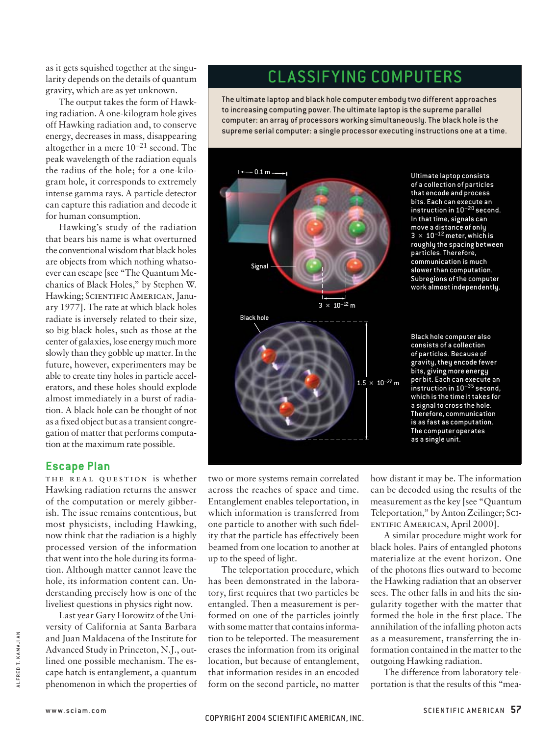as it gets squished together at the singularity depends on the details of quantum gravity, which are as yet unknown.

The output takes the form of Hawking radiation. A one-kilogram hole gives off Hawking radiation and, to conserve energy, decreases in mass, disappearing altogether in a mere $10^{-21}$ second. The peak wavelength of the radiation equals the radius of the hole; for a one-kilogram hole, it corresponds to extremely intense gamma rays. A particle detector can capture this radiation and decode it for human consumption.

Hawking's study of the radiation that bears his name is what overturned the conventional wisdom that black holes are objects from which nothing whatsoever can escape [see "The Quantum Mechanics of Black Holes," by Stephen W. Hawking; Scientific American, January 1977]. The rate at which black holes radiate is inversely related to their size, so big black holes, such as those at the center of galaxies, lose energy much more slowly than they gobble up matter. In the future, however, experimenters may be able to create tiny holes in particle accelerators, and these holes should explode almost immediately in a burst of radiation. A black hole can be thought of not as a fixed object but as a transient congregation of matter that performs computation at the maximum rate possible.

## CLASSIFYING COMPUTERS

**The ultimate laptop and black hole computer embody two different approaches to increasing computing power. The ultimate laptop is the supreme parallel computer: an array of processors working simultaneously. The black hole is the supreme serial computer: a single processor executing instructions one at a time.**

0.1 m

Signal

$3 \times 10^{-12}$ m

Ultimate laptop consists of a collection of particles that encode and process bits. Each can execute an instruction in $10^{-20}$ second. In that time, signals can move a distance of only $3 \times 10^{-12}$ meter, which is roughly the spacing between particles. Therefore, communication is much slower than computation. Subregions of the computer work almost independently.

Black hole

$1.5 \times 10^{-27}$ m

Black hole computer also consists of a collection of particles. Because of gravity, they encode fewer bits, giving more energy per bit. Each can execute an instruction in $10^{-35}$ second, which is the time it takes for a signal to cross the hole. Therefore, communication is as fast as computation. The computer operates as a single unit.

## Escape Plan

The real question is whether Hawking radiation returns the answer of the computation or merely gibberish. The issue remains contentious, but most physicists, including Hawking, now think that the radiation is a highly processed version of the information that went into the hole during its formation. Although matter cannot leave the hole, its information content can. Understanding precisely how is one of the liveliest questions in physics right now.

Last year Gary Horowitz of the University of California at Santa Barbara and Juan Maldacena of the Institute for Advanced Study in Princeton, N.J., outlined one possible mechanism. The escape hatch is entanglement, a quantum phenomenon in which the properties of two or more systems remain correlated across the reaches of space and time. Entanglement enables teleportation, in which information is transferred from one particle to another with such fidelity that the particle has effectively been beamed from one location to another at up to the speed of light.

The teleportation procedure, which has been demonstrated in the laboratory, first requires that two particles be entangled. Then a measurement is performed on one of the particles jointly with some matter that contains information to be teleported. The measurement erases the information from its original location, but because of entanglement, that information resides in an encoded form on the second particle, no matter how distant it may be. The information can be decoded using the results of the measurement as the key [see "Quantum Teleportation," by Anton Zeilinger; Scientific American, April 2000].

A similar procedure might work for black holes. Pairs of entangled photons materialize at the event horizon. One of the photons flies outward to become the Hawking radiation that an observer sees. The other falls in and hits the singularity together with the matter that formed the hole in the first place. The annihilation of the infalling photon acts as a measurement, transferring the information contained in the matter to the outgoing Hawking radiation.

The difference from laboratory teleportation is that the results of this "mea-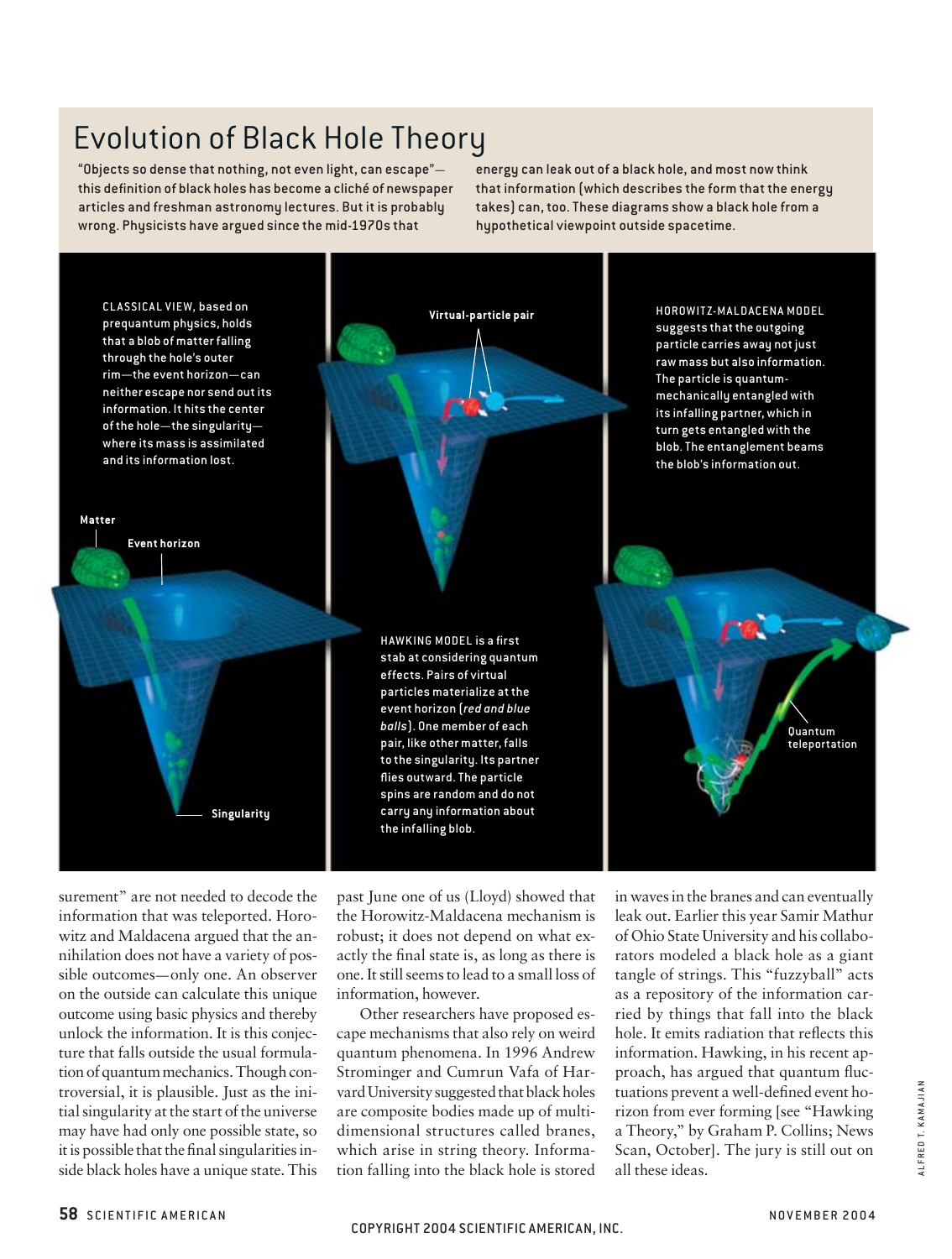## Evolution of Black Hole Theory

"Objects so dense that nothing, not even light, can escape"—this definition of black holes has become a cliché of newspaper articles and freshman astronomy lectures. But it is probably wrong. Physicists have argued since the mid-1970s that energy can leak out of a black hole, and most now think that information (which describes the form that the energy takes) can, too. These diagrams show a black hole from a hypothetical viewpoint outside spacetime.

CLASSICAL VIEW, based on prequantum physics, holds that a blob of matter falling through the hole's outer rim—the event horizon—can neither escape nor send out its information. It hits the center of the hole—the singularity—where its mass is assimilated and its information lost.

Matter

Event horizon

Singularity

Virtual-particle pair

HAWKING MODEL is a first stab at considering quantum effects. Pairs of virtual particles materialize at the event horizon (*red and blue balls*). One member of each pair, like other matter, falls to the singularity. Its partner flies outward. The particle spins are random and do not carry any information about the infalling blob.

HOROWITZ-MALDACENA MODEL suggests that the outgoing particle carries away not just raw mass but also information. The particle is quantum-mechanically entangled with its infalling partner, which in turn gets entangled with the blob. The entanglement beams the blob's information out.

Quantum teleportation

ALFRED T. KAMAJIAN

surement" are not needed to decode the information that was teleported. Horowitz and Maldacena argued that the annihilation does not have a variety of possible outcomes—only one. An observer on the outside can calculate this unique outcome using basic physics and thereby unlock the information. It is this conjecture that falls outside the usual formulation of quantum mechanics. Though controversial, it is plausible. Just as the initial singularity at the start of the universe may have had only one possible state, so it is possible that the final singularities inside black holes have a unique state. This past June one of us (Lloyd) showed that the Horowitz-Maldacena mechanism is robust; it does not depend on what exactly the final state is, as long as there is one. It still seems to lead to a small loss of information, however.

Other researchers have proposed escape mechanisms that also rely on weird quantum phenomena. In 1996 Andrew Strominger and Cumrun Vafa of Harvard University suggested that black holes are composite bodies made up of multidimensional structures called branes, which arise in string theory. Information falling into the black hole is stored in waves in the branes and can eventually leak out. Earlier this year Samir Mathur of Ohio State University and his collaborators modeled a black hole as a giant tangle of strings. This "fuzzyball" acts as a repository of the information carried by things that fall into the black hole. It emits radiation that reflects this information. Hawking, in his recent approach, has argued that quantum fluctuations prevent a well-defined event horizon from ever forming [see "Hawking a Theory," by Graham P. Collins; News Scan, October]. The jury is still out on all these ideas.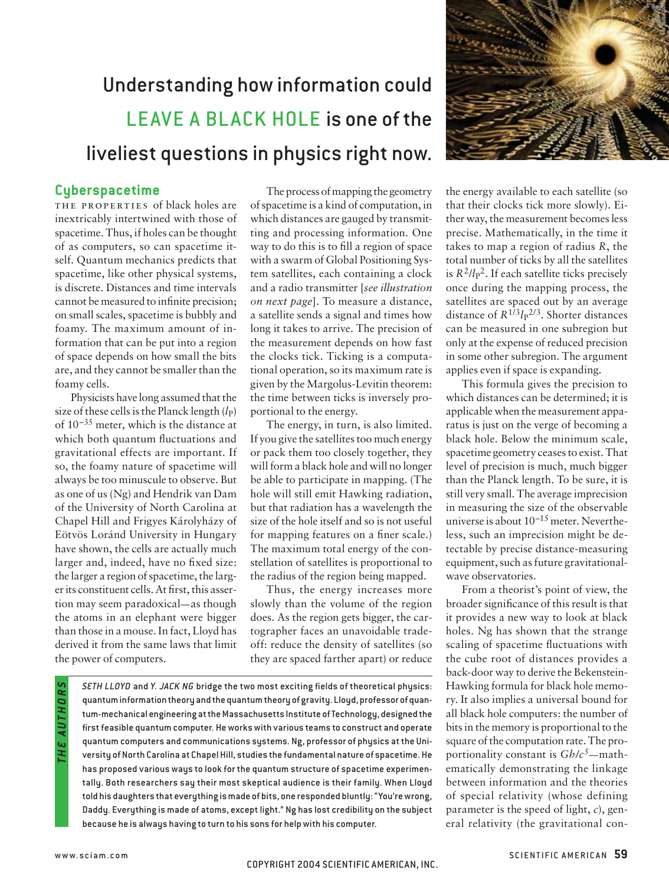Understanding how information could **LEAVE A BLACK HOLE** is one of the liveliest questions in physics right now.

## Cyberspacetime

THE PROPERTIES of black holes are inextricably intertwined with those of spacetime. Thus, if holes can be thought of as computers, so can spacetime itself. Quantum mechanics predicts that spacetime, like other physical systems, is discrete. Distances and time intervals cannot be measured to infinite precision; on small scales, spacetime is bubbly and foamy. The maximum amount of information that can be put into a region of space depends on how small the bits are, and they cannot be smaller than the foamy cells.

Physicists have long assumed that the size of these cells is the Planck length ($l_P$) of $10^{-35}$ meter, which is the distance at which both quantum fluctuations and gravitational effects are important. If so, the foamy nature of spacetime will always be too minuscule to observe. But as one of us (Ng) and Hendrik van Dam of the University of North Carolina at Chapel Hill and Frigyes Károlyházy of Eötvös Loránd University in Hungary have shown, the cells are actually much larger and, indeed, have no fixed size: the larger a region of spacetime, the larger its constituent cells. At first, this assertion may seem paradoxical—as though the atoms in an elephant were bigger than those in a mouse. In fact, Lloyd has derived it from the same laws that limit the power of computers.

The process of mapping the geometry of spacetime is a kind of computation, in which distances are gauged by transmitting and processing information. One way to do this is to fill a region of space with a swarm of Global Positioning System satellites, each containing a clock and a radio transmitter [*see illustration on next page*]. To measure a distance, a satellite sends a signal and times how long it takes to arrive. The precision of the measurement depends on how fast the clocks tick. Ticking is a computational operation, so its maximum rate is given by the Margolus-Levitin theorem: the time between ticks is inversely proportional to the energy.

The energy, in turn, is also limited. If you give the satellites too much energy or pack them too closely together, they will form a black hole and will no longer be able to participate in mapping. (The hole will still emit Hawking radiation, but that radiation has a wavelength the size of the hole itself and so is not useful for mapping features on a finer scale.) The maximum total energy of the constellation of satellites is proportional to the radius of the region being mapped.

Thus, the energy increases more slowly than the volume of the region does. As the region gets bigger, the cartographer faces an unavoidable tradeoff: reduce the density of satellites (so they are spaced farther apart) or reduce the energy available to each satellite (so that their clocks tick more slowly). Either way, the measurement becomes less precise. Mathematically, in the time it takes to map a region of radius $R$, the total number of ticks by all the satellites is $R^2/l_P^2$. If each satellite ticks precisely once during the mapping process, the satellites are spaced out by an average distance of $R^{1/3}l_P^{2/3}$. Shorter distances can be measured in one subregion but only at the expense of reduced precision in some other subregion. The argument applies even if space is expanding.

This formula gives the precision to which distances can be determined; it is applicable when the measurement apparatus is just on the verge of becoming a black hole. Below the minimum scale, spacetime geometry ceases to exist. That level of precision is much, much bigger than the Planck length. To be sure, it is still very small. The average imprecision in measuring the size of the observable universe is about $10^{-15}$ meter. Nevertheless, such an imprecision might be detectable by precise distance-measuring equipment, such as future gravitational-wave observatories.

From a theorist's point of view, the broader significance of this result is that it provides a new way to look at black holes. Ng has shown that the strange scaling of spacetime fluctuations with the cube root of distances provides a back-door way to derive the Bekenstein-Hawking formula for black hole memory. It also implies a universal bound for all black hole computers: the number of bits in the memory is proportional to the square of the computation rate. The proportionality constant is $Gh/c^5$—mathematically demonstrating the linkage between information and the theories of special relativity (whose defining parameter is the speed of light, $c$), general relativity (the gravitational con-

**THE AUTHORS**

*SETH LLOYD* and *Y. JACK NG* bridge the two most exciting fields of theoretical physics: quantum information theory and the quantum theory of gravity. Lloyd, professor of quantum-mechanical engineering at the Massachusetts Institute of Technology, designed the first feasible quantum computer. He works with various teams to construct and operate quantum computers and communications systems. Ng, professor of physics at the University of North Carolina at Chapel Hill, studies the fundamental nature of spacetime. He has proposed various ways to look for the quantum structure of spacetime experimentally. Both researchers say their most skeptical audience is their family. When Lloyd told his daughters that everything is made of bits, one responded bluntly: "You're wrong, Daddy. Everything is made of atoms, except light." Ng has lost credibility on the subject because he is always having to turn to his sons for help with his computer.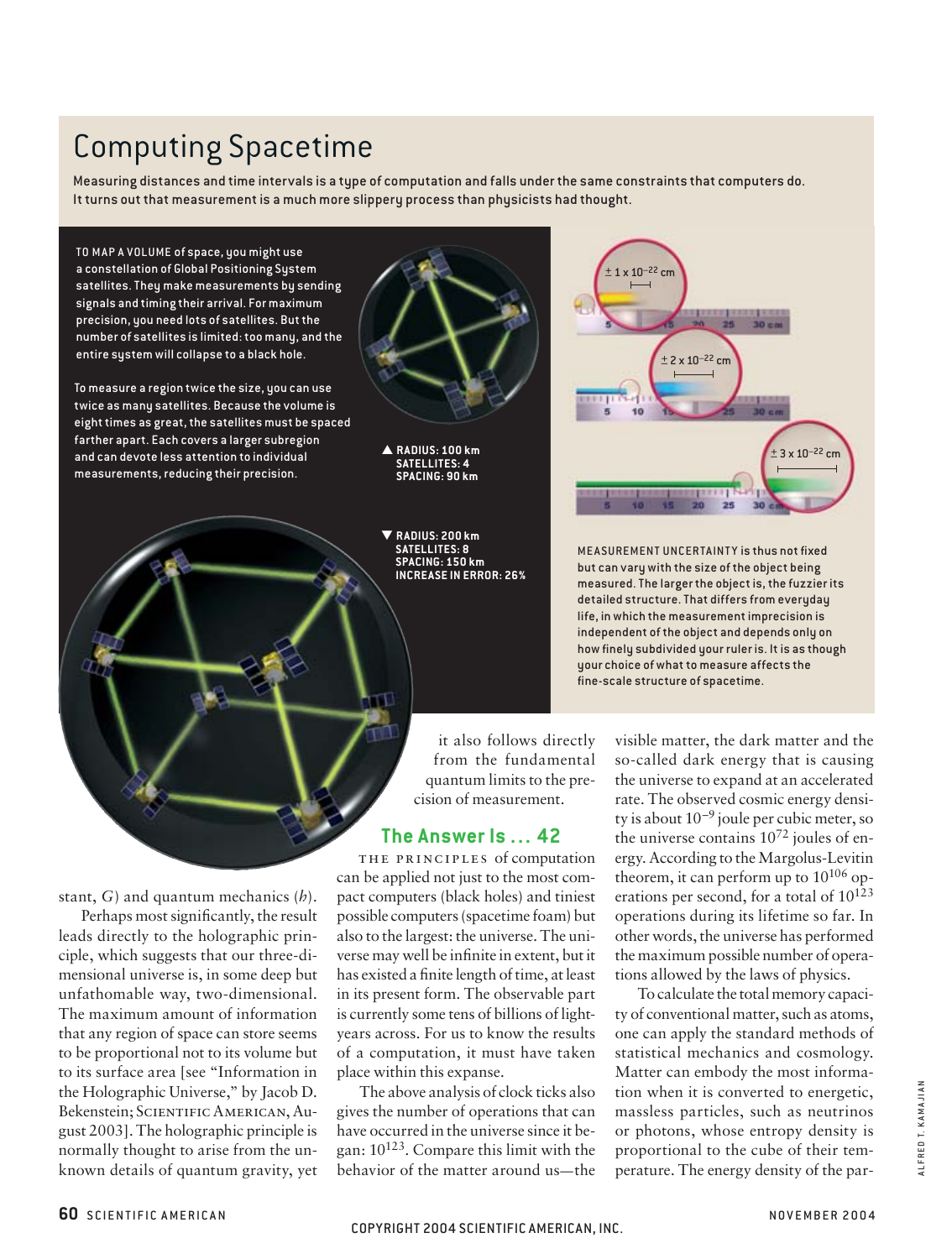# Computing Spacetime

Measuring distances and time intervals is a type of computation and falls under the same constraints that computers do. It turns out that measurement is a much more slippery process than physicists had thought.

TO MAP A VOLUME of space, you might use a constellation of Global Positioning System satellites. They make measurements by sending signals and timing their arrival. For maximum precision, you need lots of satellites. But the number of satellites is limited: too many, and the entire system will collapse to a black hole.

To measure a region twice the size, you can use twice as many satellites. Because the volume is eight times as great, the satellites must be spaced farther apart. Each covers a larger subregion and can devote less attention to individual measurements, reducing their precision.

▲ RADIUS: 100 km
SATELLITES: 4
SPACING: 90 km

▼ RADIUS: 200 km
SATELLITES: 8
SPACING: 150 km
INCREASE IN ERROR: 26%

$\pm 1 \times 10^{-22}$ cm

$\pm 2 \times 10^{-22}$ cm

$\pm 3 \times 10^{-22}$ cm

MEASUREMENT UNCERTAINTY is thus not fixed but can vary with the size of the object being measured. The larger the object is, the fuzzier its detailed structure. That differs from everyday life, in which the measurement imprecision is independent of the object and depends only on how finely subdivided your ruler is. It is as though your choice of what to measure affects the fine-scale structure of spacetime.

stant, $G$) and quantum mechanics ($h$).

Perhaps most significantly, the result leads directly to the holographic principle, which suggests that our three-dimensional universe is, in some deep but unfathomable way, two-dimensional. The maximum amount of information that any region of space can store seems to be proportional not to its volume but to its surface area [see "Information in the Holographic Universe," by Jacob D. Bekenstein; SCIENTIFIC AMERICAN, August 2003]. The holographic principle is normally thought to arise from the unknown details of quantum gravity, yet it also follows directly from the fundamental quantum limits to the precision of measurement.

## The Answer Is ... 42

THE PRINCIPLES of computation can be applied not just to the most compact computers (black holes) and tiniest possible computers (spacetime foam) but also to the largest: the universe. The universe may well be infinite in extent, but it has existed a finite length of time, at least in its present form. The observable part is currently some tens of billions of light-years across. For us to know the results of a computation, it must have taken place within this expanse.

The above analysis of clock ticks also gives the number of operations that can have occurred in the universe since it began: $10^{123}$. Compare this limit with the behavior of the matter around us—the visible matter, the dark matter and the so-called dark energy that is causing the universe to expand at an accelerated rate. The observed cosmic energy density is about $10^{-9}$ joule per cubic meter, so the universe contains $10^{72}$ joules of energy. According to the Margolus-Levitin theorem, it can perform up to $10^{106}$ operations per second, for a total of $10^{123}$ operations during its lifetime so far. In other words, the universe has performed the maximum possible number of operations allowed by the laws of physics.

To calculate the total memory capacity of conventional matter, such as atoms, one can apply the standard methods of statistical mechanics and cosmology. Matter can embody the most information when it is converted to energetic, massless particles, such as neutrinos or photons, whose entropy density is proportional to the cube of their temperature. The energy density of the par-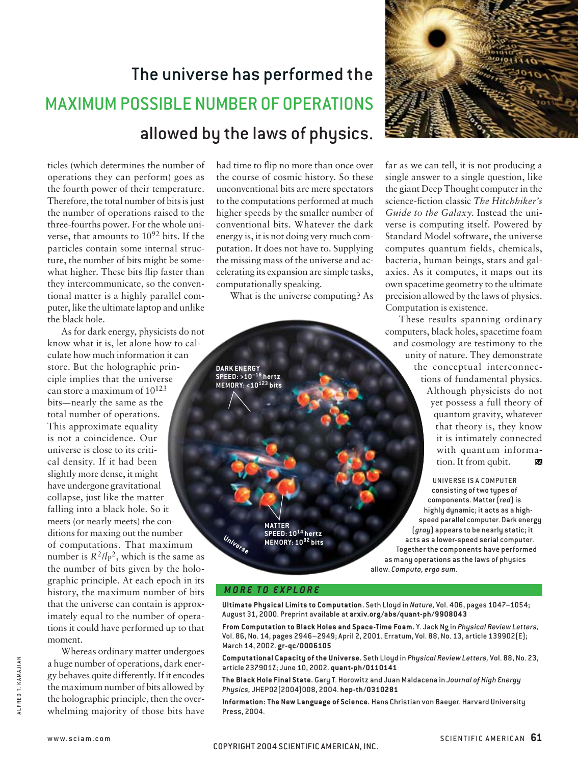## The universe has performed the MAXIMUM POSSIBLE NUMBER OF OPERATIONS allowed by the laws of physics.

ticles (which determines the number of operations they can perform) goes as the fourth power of their temperature. Therefore, the total number of bits is just the number of operations raised to the three-fourths power. For the whole universe, that amounts to $10^{92}$ bits. If the particles contain some internal structure, the number of bits might be somewhat higher. These bits flip faster than they intercommunicate, so the conventional matter is a highly parallel computer, like the ultimate laptop and unlike the black hole.

As for dark energy, physicists do not know what it is, let alone how to calculate how much information it can store. But the holographic principle implies that the universe can store a maximum of $10^{123}$ bits—nearly the same as the total number of operations. This approximate equality is not a coincidence. Our universe is close to its critical density. If it had been slightly more dense, it might have undergone gravitational collapse, just like the matter falling into a black hole. So it meets (or nearly meets) the conditions for maxing out the number of computations. That maximum number is $R^2/l_P^2$, which is the same as the number of bits given by the holographic principle. At each epoch in its history, the maximum number of bits that the universe can contain is approximately equal to the number of operations it could have performed up to that moment.

Whereas ordinary matter undergoes a huge number of operations, dark energy behaves quite differently. If it encodes the maximum number of bits allowed by the holographic principle, then the overwhelming majority of those bits have had time to flip no more than once over the course of cosmic history. So these unconventional bits are mere spectators to the computations performed at much higher speeds by the smaller number of conventional bits. Whatever the dark energy is, it is not doing very much computation. It does not have to. Supplying the missing mass of the universe and accelerating its expansion are simple tasks, computationally speaking.

What is the universe computing? As far as we can tell, it is not producing a single answer to a single question, like the giant Deep Thought computer in the science-fiction classic *The Hitchhiker's Guide to the Galaxy*. Instead the universe is computing itself. Powered by Standard Model software, the universe computes quantum fields, chemicals, bacteria, human beings, stars and galaxies. As it computes, it maps out its own spacetime geometry to the ultimate precision allowed by the laws of physics. Computation is existence.

These results spanning ordinary computers, black holes, spacetime foam and cosmology are testimony to the unity of nature. They demonstrate the conceptual interconnections of fundamental physics. Although physicists do not yet possess a full theory of quantum gravity, whatever that theory is, they know it is intimately connected with quantum information. It from qubit.

DARK ENERGY
SPEED: $>10^{-18}$ hertz
MEMORY: $<10^{123}$ bits

MATTER
SPEED: $10^{14}$ hertz
MEMORY: $10^{92}$ bits

Universe

UNIVERSE IS A COMPUTER consisting of two types of components. Matter (*red*) is highly dynamic; it acts as a high-speed parallel computer. Dark energy (*gray*) appears to be nearly static; it acts as a lower-speed serial computer. Together the components have performed as many operations as the laws of physics allow. *Computo, ergo sum.*

### MORE TO EXPLORE

**Ultimate Physical Limits to Computation.** Seth Lloyd in *Nature*, Vol. 406, pages 1047–1054; August 31, 2000. Preprint available at **arxiv.org/abs/quant-ph/9908043**

**From Computation to Black Holes and Space-Time Foam.** Y. Jack Ng in *Physical Review Letters*, Vol. 86, No. 14, pages 2946–2949; April 2, 2001. Erratum, Vol. 88, No. 13, article 139902(E); March 14, 2002. **gr-qc/0006105**

**Computational Capacity of the Universe.** Seth Lloyd in *Physical Review Letters*, Vol. 88, No. 23, article 237901Z; June 10, 2002. **quant-ph/0110141**

**The Black Hole Final State.** Gary T. Horowitz and Juan Maldacena in *Journal of High Energy Physics*, JHEP02(2004)008, 2004. **hep-th/0310281**

**Information: The New Language of Science.** Hans Christian von Baeyer. Harvard University Press, 2004.